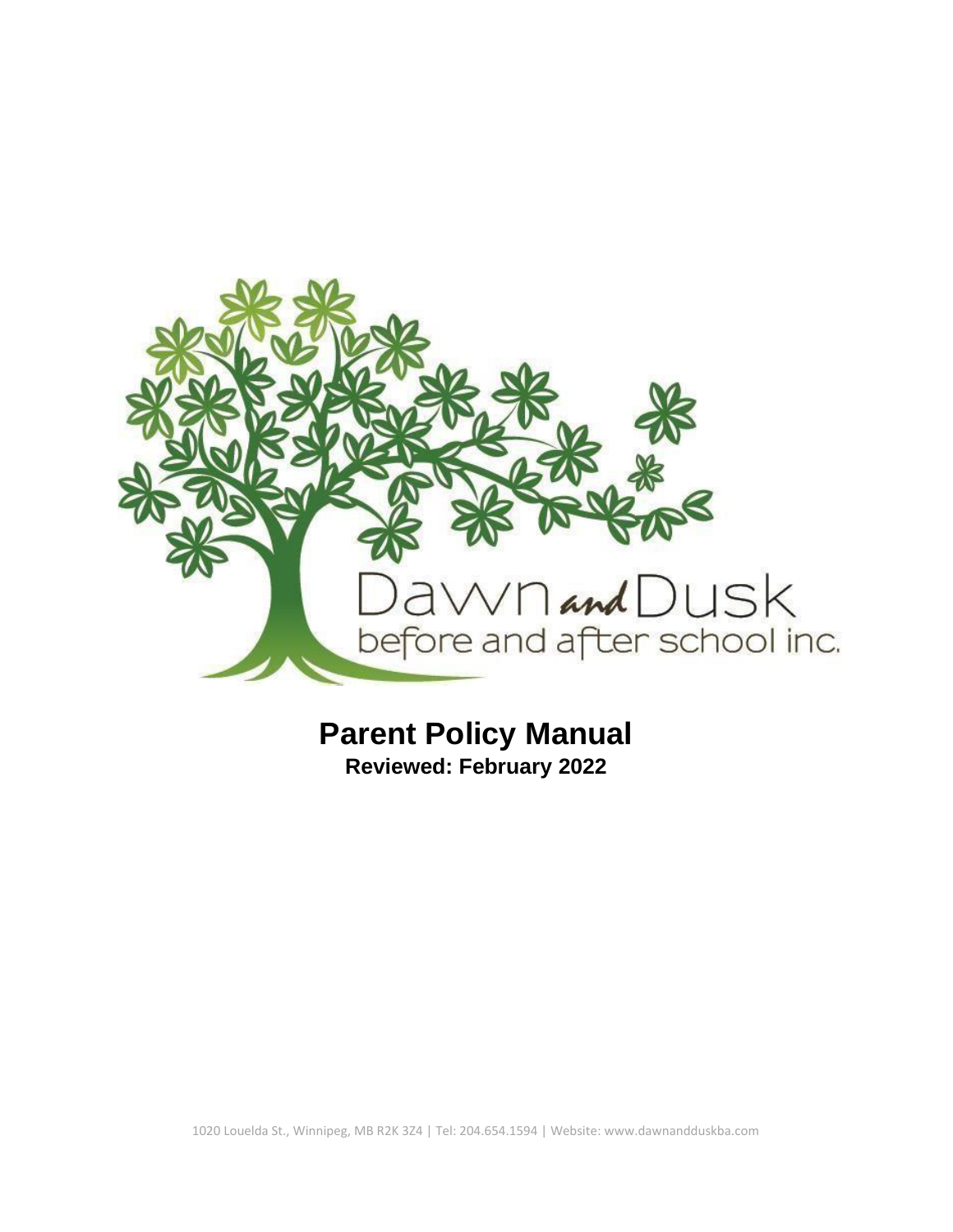Dawn and Dusk
before and after school inc.

# Parent Policy Manual

**Reviewed: February 2022**

1020 Louelda St., Winnipeg, MB R2K 3Z4 | Tel: 204.654.1594 | Website: www.dawnandduskba.com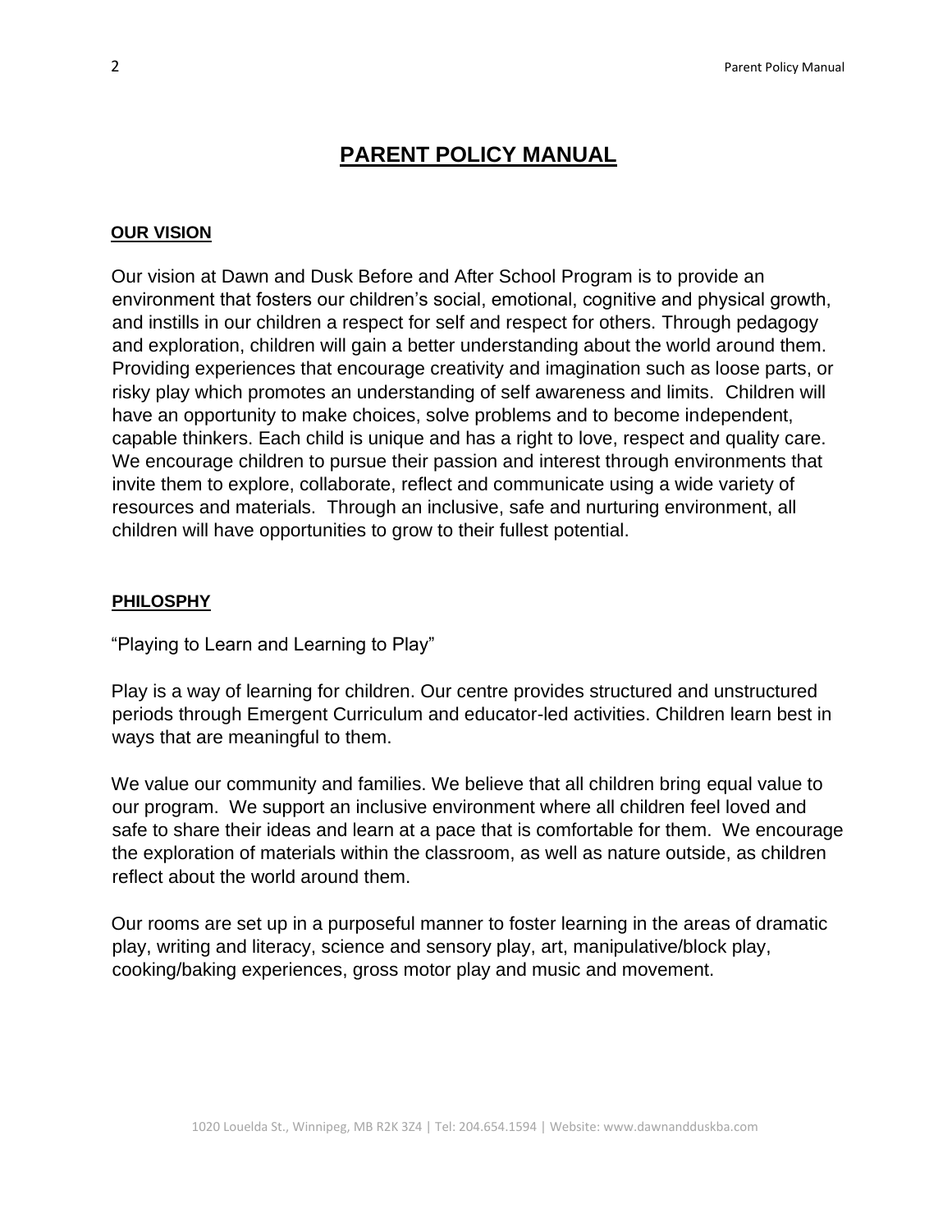# PARENT POLICY MANUAL

## OUR VISION

Our vision at Dawn and Dusk Before and After School Program is to provide an environment that fosters our children's social, emotional, cognitive and physical growth, and instills in our children a respect for self and respect for others. Through pedagogy and exploration, children will gain a better understanding about the world around them. Providing experiences that encourage creativity and imagination such as loose parts, or risky play which promotes an understanding of self awareness and limits. Children will have an opportunity to make choices, solve problems and to become independent, capable thinkers. Each child is unique and has a right to love, respect and quality care. We encourage children to pursue their passion and interest through environments that invite them to explore, collaborate, reflect and communicate using a wide variety of resources and materials. Through an inclusive, safe and nurturing environment, all children will have opportunities to grow to their fullest potential.

## PHILOSPHY

"Playing to Learn and Learning to Play"

Play is a way of learning for children. Our centre provides structured and unstructured periods through Emergent Curriculum and educator-led activities. Children learn best in ways that are meaningful to them.

We value our community and families. We believe that all children bring equal value to our program. We support an inclusive environment where all children feel loved and safe to share their ideas and learn at a pace that is comfortable for them. We encourage the exploration of materials within the classroom, as well as nature outside, as children reflect about the world around them.

Our rooms are set up in a purposeful manner to foster learning in the areas of dramatic play, writing and literacy, science and sensory play, art, manipulative/block play, cooking/baking experiences, gross motor play and music and movement.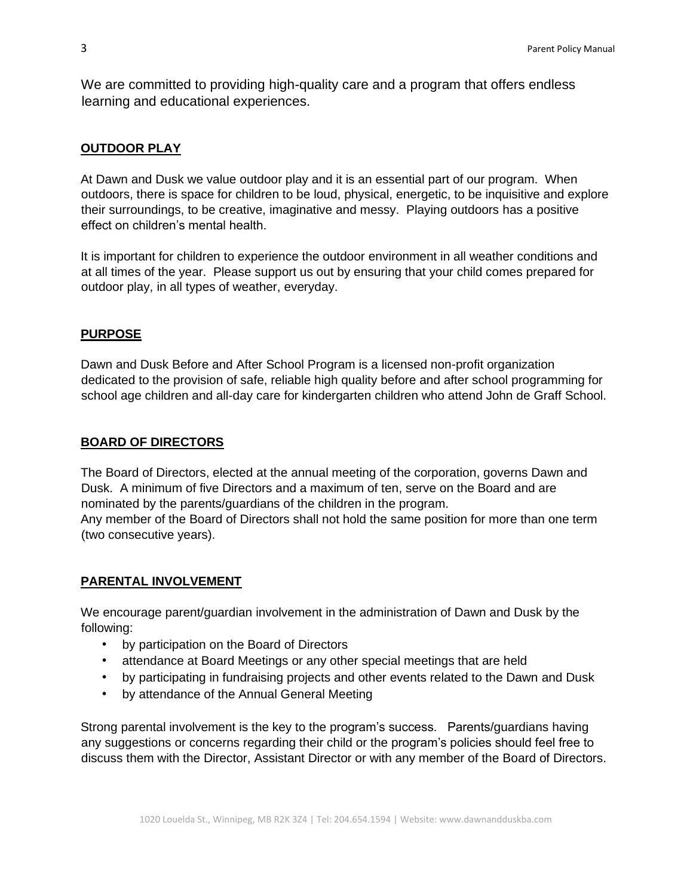We are committed to providing high-quality care and a program that offers endless learning and educational experiences.

## OUTDOOR PLAY

At Dawn and Dusk we value outdoor play and it is an essential part of our program. When outdoors, there is space for children to be loud, physical, energetic, to be inquisitive and explore their surroundings, to be creative, imaginative and messy. Playing outdoors has a positive effect on children's mental health.

It is important for children to experience the outdoor environment in all weather conditions and at all times of the year. Please support us out by ensuring that your child comes prepared for outdoor play, in all types of weather, everyday.

## PURPOSE

Dawn and Dusk Before and After School Program is a licensed non-profit organization dedicated to the provision of safe, reliable high quality before and after school programming for school age children and all-day care for kindergarten children who attend John de Graff School.

## BOARD OF DIRECTORS

The Board of Directors, elected at the annual meeting of the corporation, governs Dawn and Dusk. A minimum of five Directors and a maximum of ten, serve on the Board and are nominated by the parents/guardians of the children in the program.
Any member of the Board of Directors shall not hold the same position for more than one term (two consecutive years).

## PARENTAL INVOLVEMENT

We encourage parent/guardian involvement in the administration of Dawn and Dusk by the following:

- by participation on the Board of Directors
- attendance at Board Meetings or any other special meetings that are held
- by participating in fundraising projects and other events related to the Dawn and Dusk
- by attendance of the Annual General Meeting

Strong parental involvement is the key to the program's success. Parents/guardians having any suggestions or concerns regarding their child or the program's policies should feel free to discuss them with the Director, Assistant Director or with any member of the Board of Directors.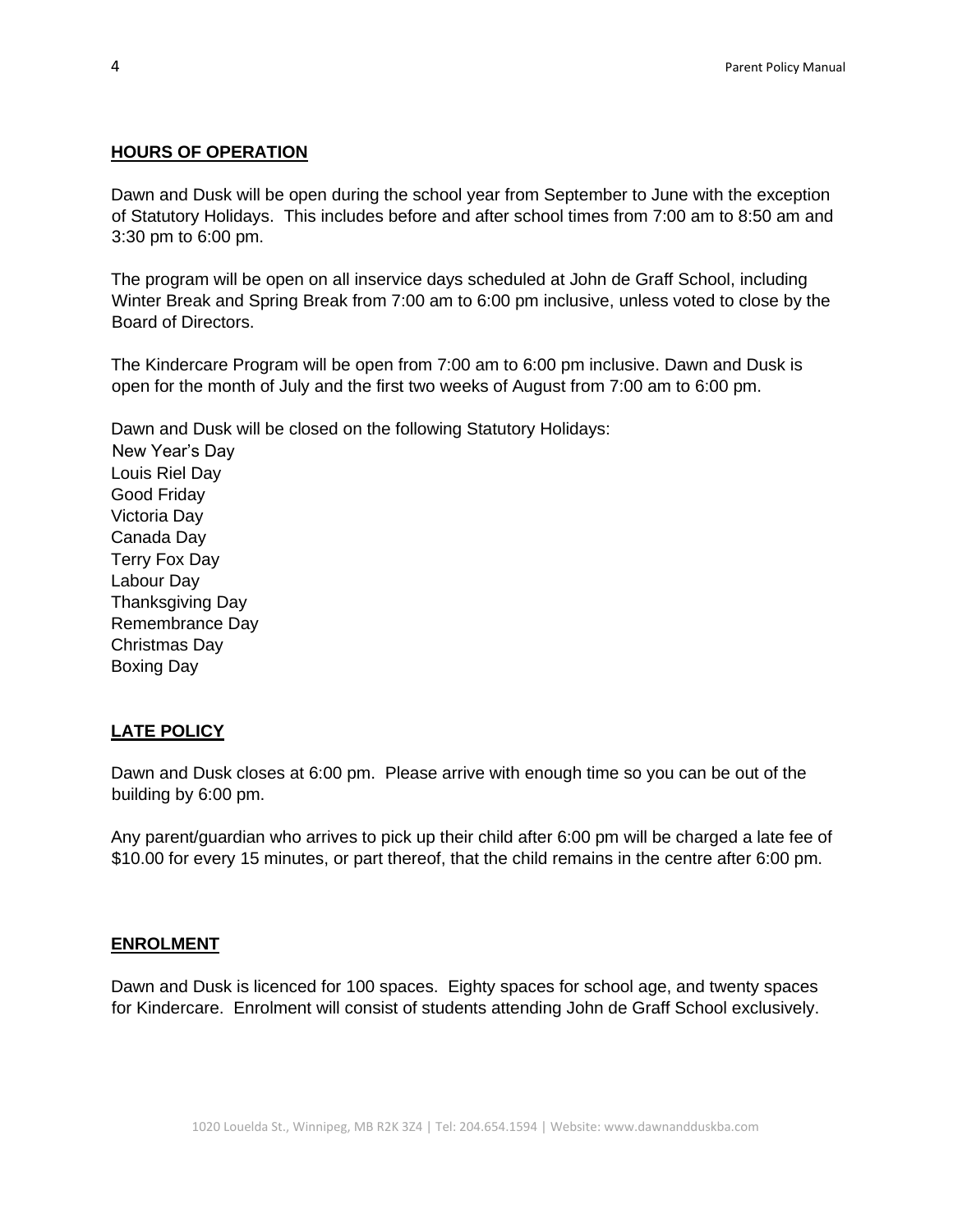## HOURS OF OPERATION

Dawn and Dusk will be open during the school year from September to June with the exception of Statutory Holidays. This includes before and after school times from 7:00 am to 8:50 am and 3:30 pm to 6:00 pm.

The program will be open on all inservice days scheduled at John de Graff School, including Winter Break and Spring Break from 7:00 am to 6:00 pm inclusive, unless voted to close by the Board of Directors.

The Kindercare Program will be open from 7:00 am to 6:00 pm inclusive. Dawn and Dusk is open for the month of July and the first two weeks of August from 7:00 am to 6:00 pm.

Dawn and Dusk will be closed on the following Statutory Holidays:
New Year's Day
Louis Riel Day
Good Friday
Victoria Day
Canada Day
Terry Fox Day
Labour Day
Thanksgiving Day
Remembrance Day
Christmas Day
Boxing Day

## LATE POLICY

Dawn and Dusk closes at 6:00 pm. Please arrive with enough time so you can be out of the building by 6:00 pm.

Any parent/guardian who arrives to pick up their child after 6:00 pm will be charged a late fee of $10.00 for every 15 minutes, or part thereof, that the child remains in the centre after 6:00 pm.

## ENROLMENT

Dawn and Dusk is licenced for 100 spaces. Eighty spaces for school age, and twenty spaces for Kindercare. Enrolment will consist of students attending John de Graff School exclusively.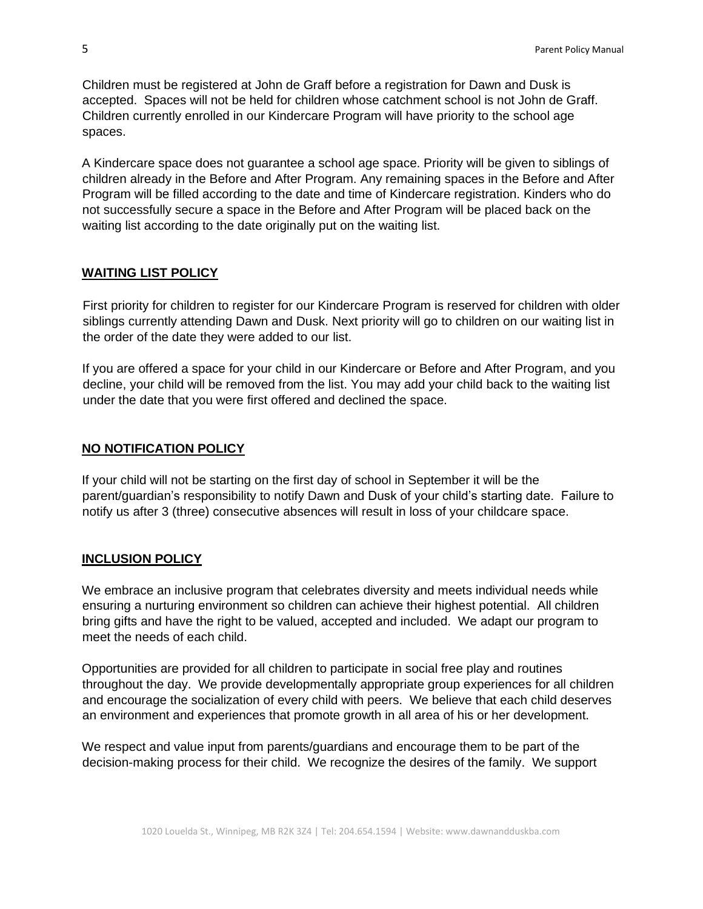Children must be registered at John de Graff before a registration for Dawn and Dusk is accepted. Spaces will not be held for children whose catchment school is not John de Graff. Children currently enrolled in our Kindercare Program will have priority to the school age spaces.

A Kindercare space does not guarantee a school age space. Priority will be given to siblings of children already in the Before and After Program. Any remaining spaces in the Before and After Program will be filled according to the date and time of Kindercare registration. Kinders who do not successfully secure a space in the Before and After Program will be placed back on the waiting list according to the date originally put on the waiting list.

## WAITING LIST POLICY

First priority for children to register for our Kindercare Program is reserved for children with older siblings currently attending Dawn and Dusk. Next priority will go to children on our waiting list in the order of the date they were added to our list.

If you are offered a space for your child in our Kindercare or Before and After Program, and you decline, your child will be removed from the list. You may add your child back to the waiting list under the date that you were first offered and declined the space.

## NO NOTIFICATION POLICY

If your child will not be starting on the first day of school in September it will be the parent/guardian's responsibility to notify Dawn and Dusk of your child's starting date. Failure to notify us after 3 (three) consecutive absences will result in loss of your childcare space.

## INCLUSION POLICY

We embrace an inclusive program that celebrates diversity and meets individual needs while ensuring a nurturing environment so children can achieve their highest potential. All children bring gifts and have the right to be valued, accepted and included. We adapt our program to meet the needs of each child.

Opportunities are provided for all children to participate in social free play and routines throughout the day. We provide developmentally appropriate group experiences for all children and encourage the socialization of every child with peers. We believe that each child deserves an environment and experiences that promote growth in all area of his or her development.

We respect and value input from parents/guardians and encourage them to be part of the decision-making process for their child. We recognize the desires of the family. We support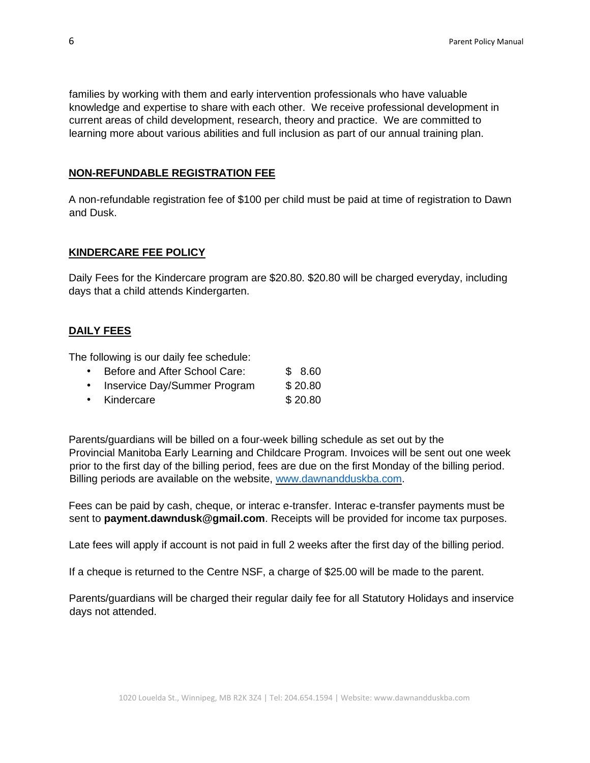families by working with them and early intervention professionals who have valuable knowledge and expertise to share with each other. We receive professional development in current areas of child development, research, theory and practice. We are committed to learning more about various abilities and full inclusion as part of our annual training plan.

## NON-REFUNDABLE REGISTRATION FEE

A non-refundable registration fee of $100 per child must be paid at time of registration to Dawn and Dusk.

## KINDERCARE FEE POLICY

Daily Fees for the Kindercare program are $20.80. $20.80 will be charged everyday, including days that a child attends Kindergarten.

## DAILY FEES

The following is our daily fee schedule:

- Before and After School Care: $ 8.60
- Inservice Day/Summer Program $ 20.80
- Kindercare $ 20.80

Parents/guardians will be billed on a four-week billing schedule as set out by the Provincial Manitoba Early Learning and Childcare Program. Invoices will be sent out one week prior to the first day of the billing period, fees are due on the first Monday of the billing period. Billing periods are available on the website, www.dawnandduskba.com.

Fees can be paid by cash, cheque, or interac e-transfer. Interac e-transfer payments must be sent to **payment.dawndusk@gmail.com**. Receipts will be provided for income tax purposes.

Late fees will apply if account is not paid in full 2 weeks after the first day of the billing period.

If a cheque is returned to the Centre NSF, a charge of $25.00 will be made to the parent.

Parents/guardians will be charged their regular daily fee for all Statutory Holidays and inservice days not attended.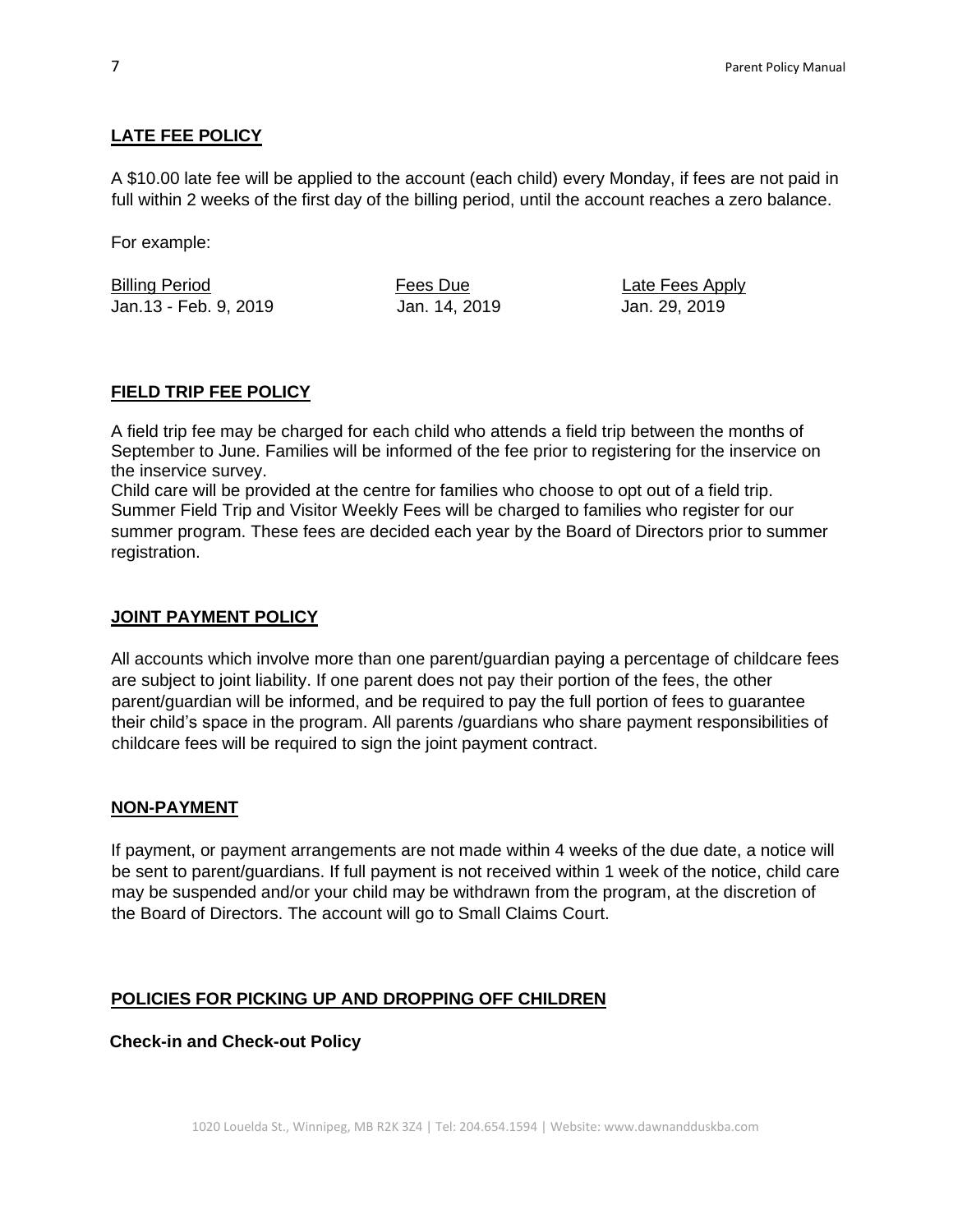## LATE FEE POLICY

A $10.00 late fee will be applied to the account (each child) every Monday, if fees are not paid in full within 2 weeks of the first day of the billing period, until the account reaches a zero balance.

For example:

| Billing Period | Fees Due | Late Fees Apply |
| --- | --- | --- |
| Jan.13 - Feb. 9, 2019 | Jan. 14, 2019 | Jan. 29, 2019 |

## FIELD TRIP FEE POLICY

A field trip fee may be charged for each child who attends a field trip between the months of September to June. Families will be informed of the fee prior to registering for the inservice on the inservice survey.
Child care will be provided at the centre for families who choose to opt out of a field trip.
Summer Field Trip and Visitor Weekly Fees will be charged to families who register for our summer program. These fees are decided each year by the Board of Directors prior to summer registration.

## JOINT PAYMENT POLICY

All accounts which involve more than one parent/guardian paying a percentage of childcare fees are subject to joint liability. If one parent does not pay their portion of the fees, the other parent/guardian will be informed, and be required to pay the full portion of fees to guarantee their child's space in the program. All parents /guardians who share payment responsibilities of childcare fees will be required to sign the joint payment contract.

## NON-PAYMENT

If payment, or payment arrangements are not made within 4 weeks of the due date, a notice will be sent to parent/guardians. If full payment is not received within 1 week of the notice, child care may be suspended and/or your child may be withdrawn from the program, at the discretion of the Board of Directors. The account will go to Small Claims Court.

## POLICIES FOR PICKING UP AND DROPPING OFF CHILDREN

### Check-in and Check-out Policy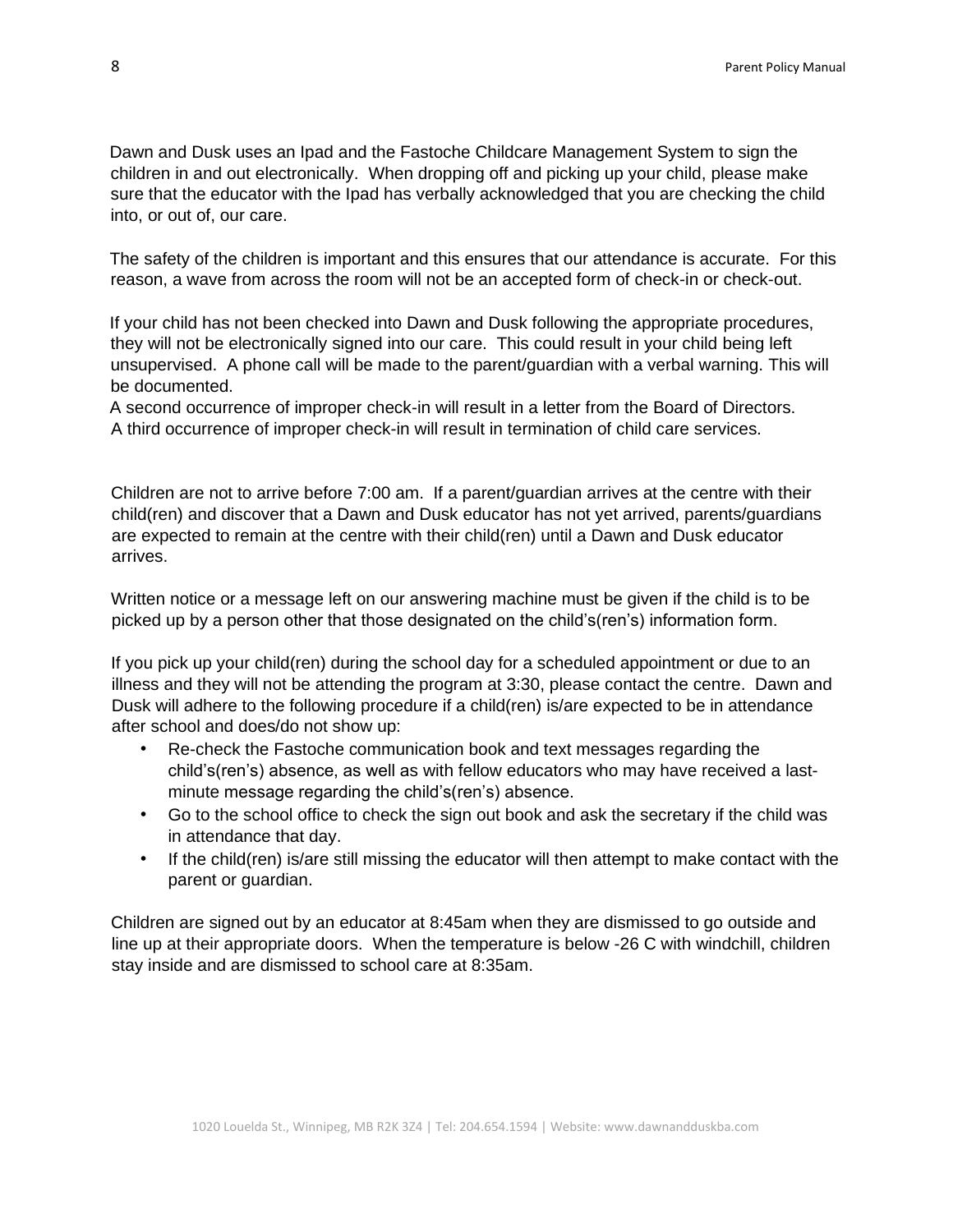Dawn and Dusk uses an Ipad and the Fastoche Childcare Management System to sign the children in and out electronically. When dropping off and picking up your child, please make sure that the educator with the Ipad has verbally acknowledged that you are checking the child into, or out of, our care.

The safety of the children is important and this ensures that our attendance is accurate. For this reason, a wave from across the room will not be an accepted form of check-in or check-out.

If your child has not been checked into Dawn and Dusk following the appropriate procedures, they will not be electronically signed into our care. This could result in your child being left unsupervised. A phone call will be made to the parent/guardian with a verbal warning. This will be documented.
A second occurrence of improper check-in will result in a letter from the Board of Directors.
A third occurrence of improper check-in will result in termination of child care services.

Children are not to arrive before 7:00 am. If a parent/guardian arrives at the centre with their child(ren) and discover that a Dawn and Dusk educator has not yet arrived, parents/guardians are expected to remain at the centre with their child(ren) until a Dawn and Dusk educator arrives.

Written notice or a message left on our answering machine must be given if the child is to be picked up by a person other that those designated on the child's(ren's) information form.

If you pick up your child(ren) during the school day for a scheduled appointment or due to an illness and they will not be attending the program at 3:30, please contact the centre. Dawn and Dusk will adhere to the following procedure if a child(ren) is/are expected to be in attendance after school and does/do not show up:

- Re-check the Fastoche communication book and text messages regarding the child's(ren's) absence, as well as with fellow educators who may have received a last-minute message regarding the child's(ren's) absence.
- Go to the school office to check the sign out book and ask the secretary if the child was in attendance that day.
- If the child(ren) is/are still missing the educator will then attempt to make contact with the parent or guardian.

Children are signed out by an educator at 8:45am when they are dismissed to go outside and line up at their appropriate doors. When the temperature is below -26 C with windchill, children stay inside and are dismissed to school care at 8:35am.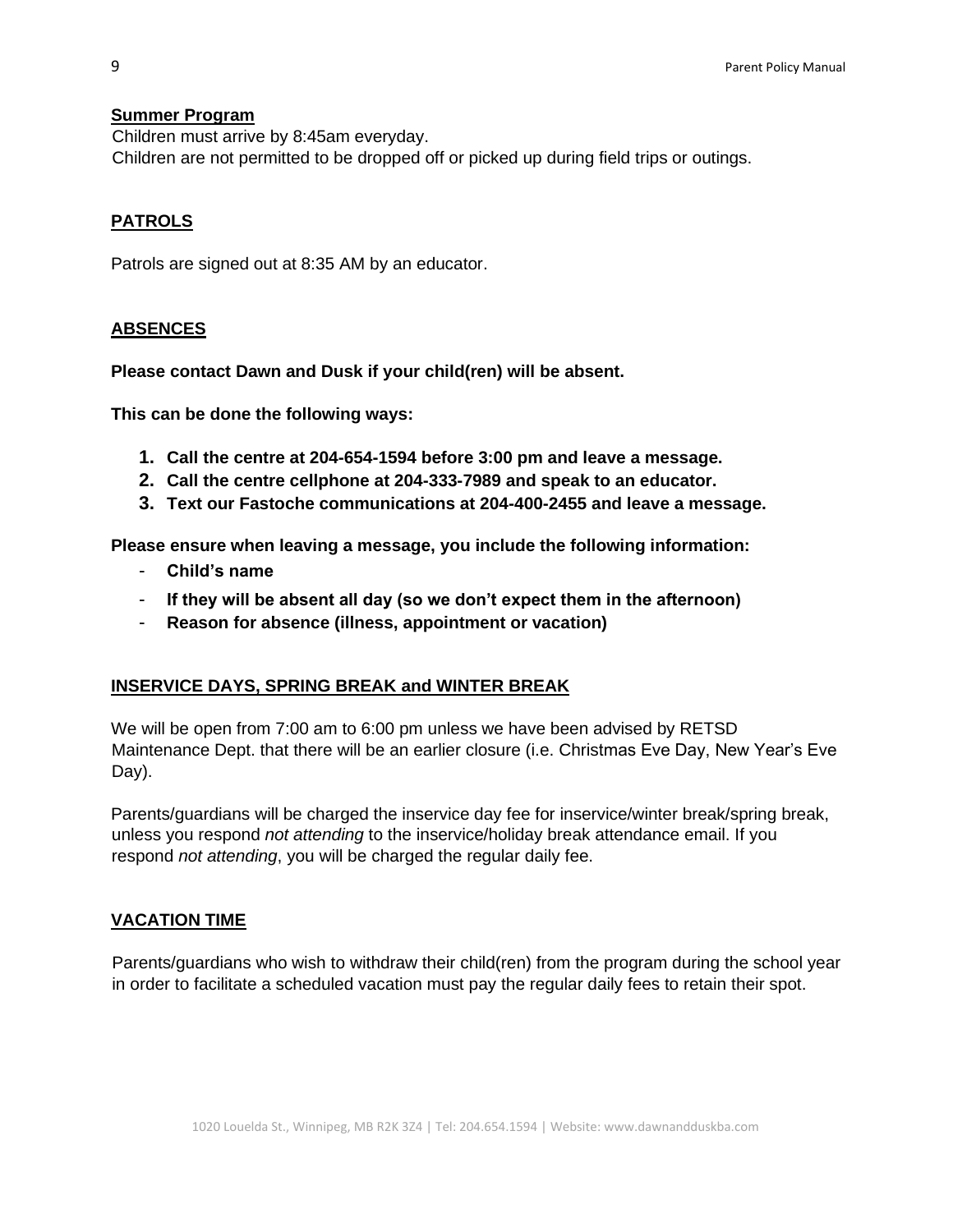## Summer Program

Children must arrive by 8:45am everyday.
Children are not permitted to be dropped off or picked up during field trips or outings.

## PATROLS

Patrols are signed out at 8:35 AM by an educator.

## ABSENCES

**Please contact Dawn and Dusk if your child(ren) will be absent.**

**This can be done the following ways:**

1. **Call the centre at 204-654-1594 before 3:00 pm and leave a message.**
2. **Call the centre cellphone at 204-333-7989 and speak to an educator.**
3. **Text our Fastoche communications at 204-400-2455 and leave a message.**

**Please ensure when leaving a message, you include the following information:**

- **Child's name**
- **If they will be absent all day (so we don't expect them in the afternoon)**
- **Reason for absence (illness, appointment or vacation)**

## INSERVICE DAYS, SPRING BREAK and WINTER BREAK

We will be open from 7:00 am to 6:00 pm unless we have been advised by RETSD Maintenance Dept. that there will be an earlier closure (i.e. Christmas Eve Day, New Year's Eve Day).

Parents/guardians will be charged the inservice day fee for inservice/winter break/spring break, unless you respond *not attending* to the inservice/holiday break attendance email. If you respond *not attending*, you will be charged the regular daily fee.

## VACATION TIME

Parents/guardians who wish to withdraw their child(ren) from the program during the school year in order to facilitate a scheduled vacation must pay the regular daily fees to retain their spot.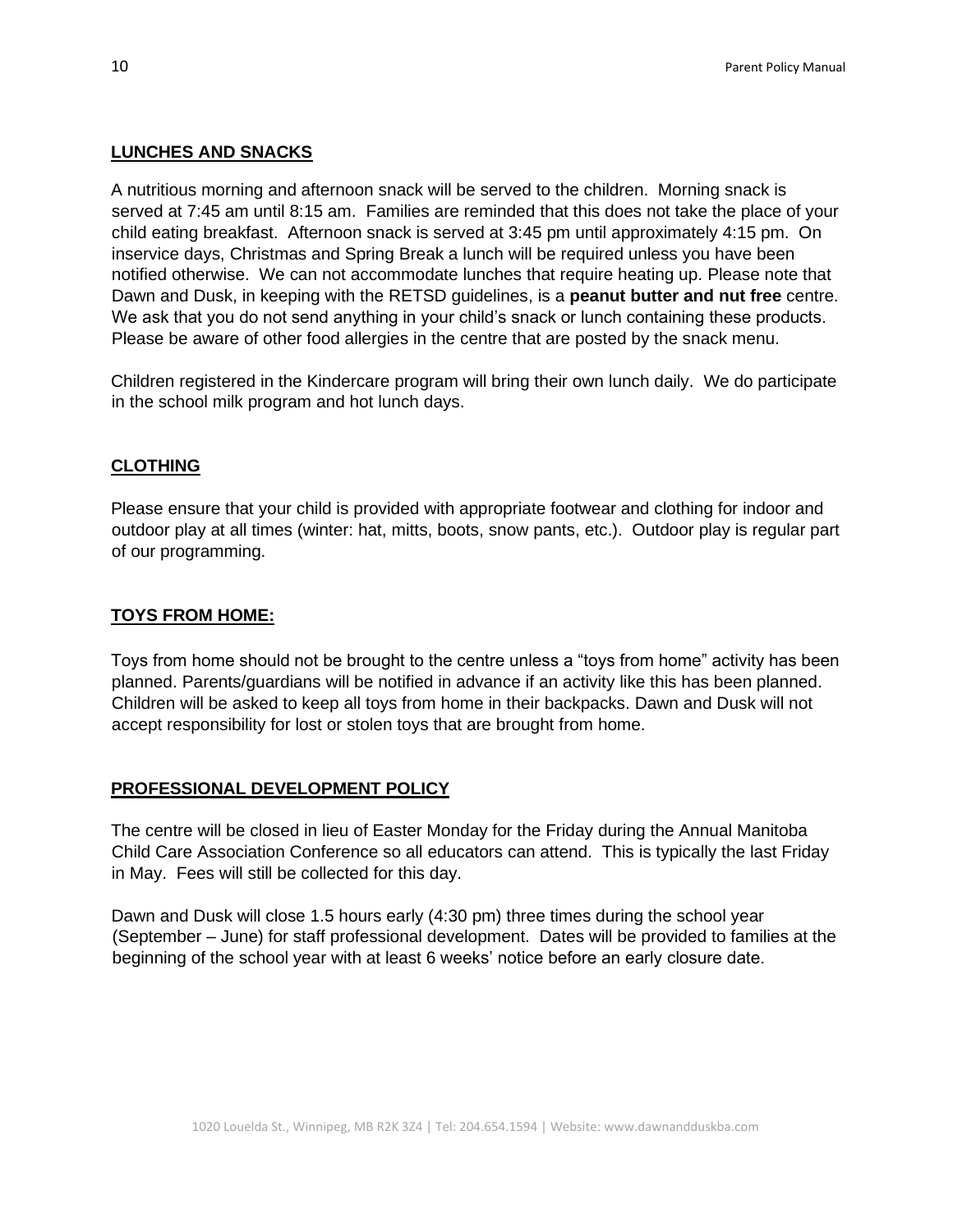## LUNCHES AND SNACKS

A nutritious morning and afternoon snack will be served to the children. Morning snack is served at 7:45 am until 8:15 am. Families are reminded that this does not take the place of your child eating breakfast. Afternoon snack is served at 3:45 pm until approximately 4:15 pm. On inservice days, Christmas and Spring Break a lunch will be required unless you have been notified otherwise. We can not accommodate lunches that require heating up. Please note that Dawn and Dusk, in keeping with the RETSD guidelines, is a **peanut butter and nut free** centre. We ask that you do not send anything in your child's snack or lunch containing these products. Please be aware of other food allergies in the centre that are posted by the snack menu.

Children registered in the Kindercare program will bring their own lunch daily. We do participate in the school milk program and hot lunch days.

## CLOTHING

Please ensure that your child is provided with appropriate footwear and clothing for indoor and outdoor play at all times (winter: hat, mitts, boots, snow pants, etc.). Outdoor play is regular part of our programming.

## TOYS FROM HOME:

Toys from home should not be brought to the centre unless a "toys from home" activity has been planned. Parents/guardians will be notified in advance if an activity like this has been planned. Children will be asked to keep all toys from home in their backpacks. Dawn and Dusk will not accept responsibility for lost or stolen toys that are brought from home.

## PROFESSIONAL DEVELOPMENT POLICY

The centre will be closed in lieu of Easter Monday for the Friday during the Annual Manitoba Child Care Association Conference so all educators can attend. This is typically the last Friday in May. Fees will still be collected for this day.

Dawn and Dusk will close 1.5 hours early (4:30 pm) three times during the school year (September – June) for staff professional development. Dates will be provided to families at the beginning of the school year with at least 6 weeks' notice before an early closure date.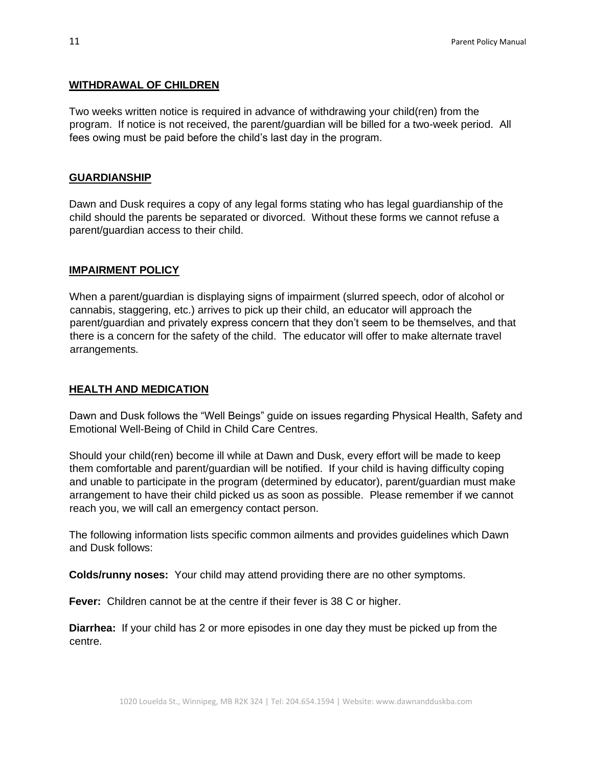## WITHDRAWAL OF CHILDREN

Two weeks written notice is required in advance of withdrawing your child(ren) from the program. If notice is not received, the parent/guardian will be billed for a two-week period. All fees owing must be paid before the child's last day in the program.

## GUARDIANSHIP

Dawn and Dusk requires a copy of any legal forms stating who has legal guardianship of the child should the parents be separated or divorced. Without these forms we cannot refuse a parent/guardian access to their child.

## IMPAIRMENT POLICY

When a parent/guardian is displaying signs of impairment (slurred speech, odor of alcohol or cannabis, staggering, etc.) arrives to pick up their child, an educator will approach the parent/guardian and privately express concern that they don't seem to be themselves, and that there is a concern for the safety of the child. The educator will offer to make alternate travel arrangements.

## HEALTH AND MEDICATION

Dawn and Dusk follows the "Well Beings" guide on issues regarding Physical Health, Safety and Emotional Well-Being of Child in Child Care Centres.

Should your child(ren) become ill while at Dawn and Dusk, every effort will be made to keep them comfortable and parent/guardian will be notified. If your child is having difficulty coping and unable to participate in the program (determined by educator), parent/guardian must make arrangement to have their child picked us as soon as possible. Please remember if we cannot reach you, we will call an emergency contact person.

The following information lists specific common ailments and provides guidelines which Dawn and Dusk follows:

**Colds/runny noses:** Your child may attend providing there are no other symptoms.

**Fever:** Children cannot be at the centre if their fever is 38 C or higher.

**Diarrhea:** If your child has 2 or more episodes in one day they must be picked up from the centre.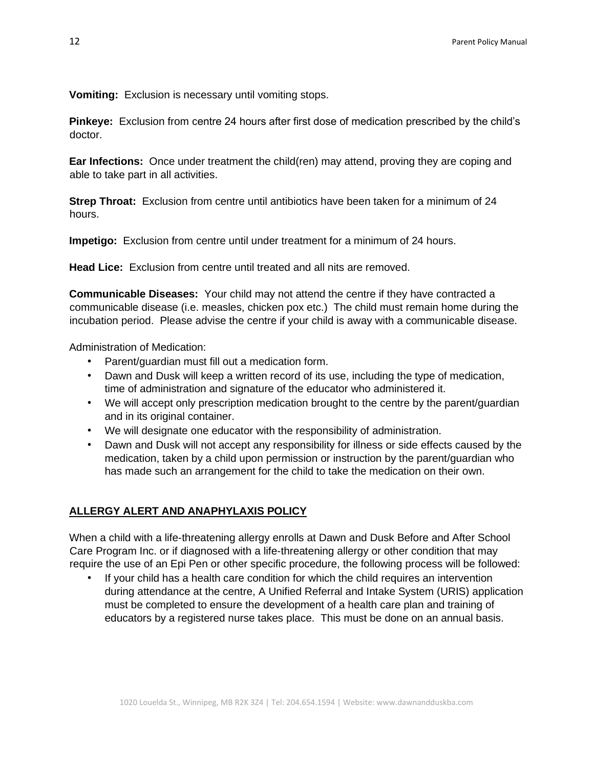**Vomiting:** Exclusion is necessary until vomiting stops.

**Pinkeye:** Exclusion from centre 24 hours after first dose of medication prescribed by the child's doctor.

**Ear Infections:** Once under treatment the child(ren) may attend, proving they are coping and able to take part in all activities.

**Strep Throat:** Exclusion from centre until antibiotics have been taken for a minimum of 24 hours.

**Impetigo:** Exclusion from centre until under treatment for a minimum of 24 hours.

**Head Lice:** Exclusion from centre until treated and all nits are removed.

**Communicable Diseases:** Your child may not attend the centre if they have contracted a communicable disease (i.e. measles, chicken pox etc.) The child must remain home during the incubation period. Please advise the centre if your child is away with a communicable disease.

Administration of Medication:

- Parent/guardian must fill out a medication form.
- Dawn and Dusk will keep a written record of its use, including the type of medication, time of administration and signature of the educator who administered it.
- We will accept only prescription medication brought to the centre by the parent/guardian and in its original container.
- We will designate one educator with the responsibility of administration.
- Dawn and Dusk will not accept any responsibility for illness or side effects caused by the medication, taken by a child upon permission or instruction by the parent/guardian who has made such an arrangement for the child to take the medication on their own.

## ALLERGY ALERT AND ANAPHYLAXIS POLICY

When a child with a life-threatening allergy enrolls at Dawn and Dusk Before and After School Care Program Inc. or if diagnosed with a life-threatening allergy or other condition that may require the use of an Epi Pen or other specific procedure, the following process will be followed:

- If your child has a health care condition for which the child requires an intervention during attendance at the centre, A Unified Referral and Intake System (URIS) application must be completed to ensure the development of a health care plan and training of educators by a registered nurse takes place. This must be done on an annual basis.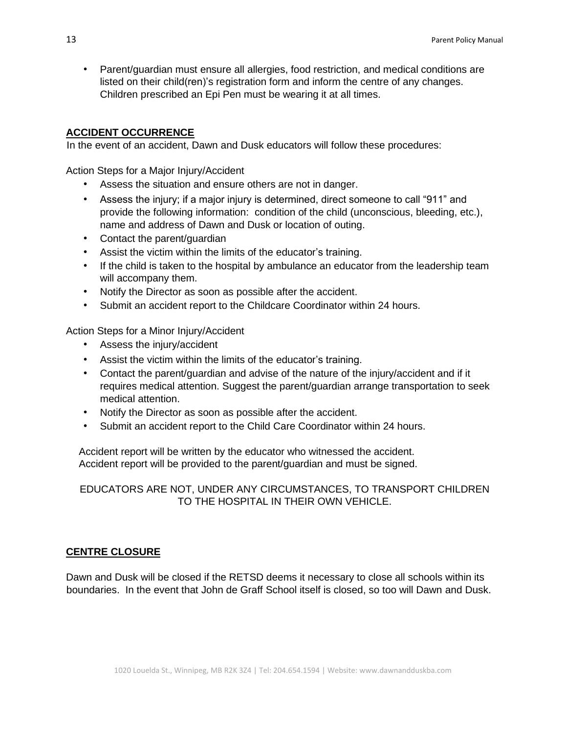- Parent/guardian must ensure all allergies, food restriction, and medical conditions are listed on their child(ren)'s registration form and inform the centre of any changes. Children prescribed an Epi Pen must be wearing it at all times.

## ACCIDENT OCCURRENCE

In the event of an accident, Dawn and Dusk educators will follow these procedures:

Action Steps for a Major Injury/Accident

- Assess the situation and ensure others are not in danger.
- Assess the injury; if a major injury is determined, direct someone to call "911" and provide the following information: condition of the child (unconscious, bleeding, etc.), name and address of Dawn and Dusk or location of outing.
- Contact the parent/guardian
- Assist the victim within the limits of the educator's training.
- If the child is taken to the hospital by ambulance an educator from the leadership team will accompany them.
- Notify the Director as soon as possible after the accident.
- Submit an accident report to the Childcare Coordinator within 24 hours.

Action Steps for a Minor Injury/Accident

- Assess the injury/accident
- Assist the victim within the limits of the educator's training.
- Contact the parent/guardian and advise of the nature of the injury/accident and if it requires medical attention. Suggest the parent/guardian arrange transportation to seek medical attention.
- Notify the Director as soon as possible after the accident.
- Submit an accident report to the Child Care Coordinator within 24 hours.

Accident report will be written by the educator who witnessed the accident.
Accident report will be provided to the parent/guardian and must be signed.

EDUCATORS ARE NOT, UNDER ANY CIRCUMSTANCES, TO TRANSPORT CHILDREN TO THE HOSPITAL IN THEIR OWN VEHICLE.

## CENTRE CLOSURE

Dawn and Dusk will be closed if the RETSD deems it necessary to close all schools within its boundaries. In the event that John de Graff School itself is closed, so too will Dawn and Dusk.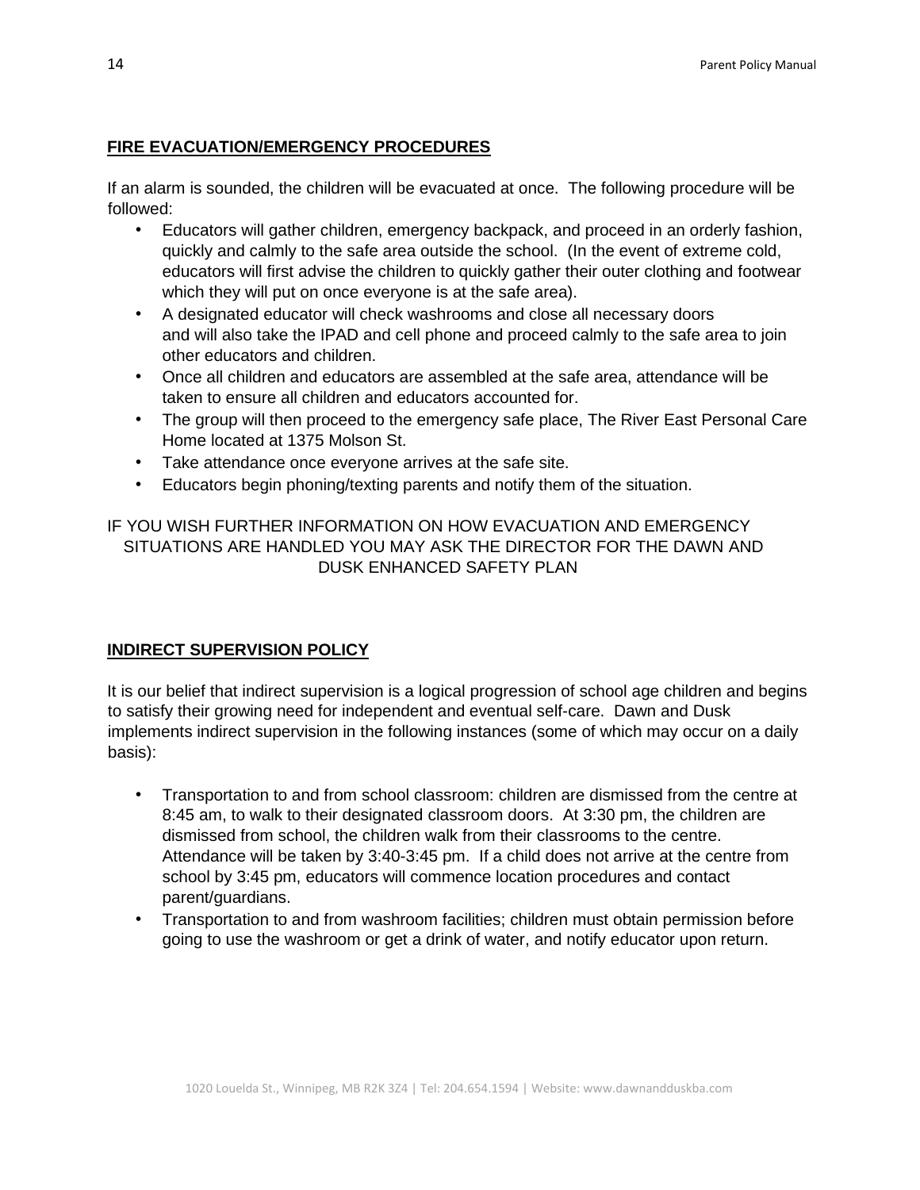## FIRE EVACUATION/EMERGENCY PROCEDURES

If an alarm is sounded, the children will be evacuated at once. The following procedure will be followed:

- Educators will gather children, emergency backpack, and proceed in an orderly fashion, quickly and calmly to the safe area outside the school. (In the event of extreme cold, educators will first advise the children to quickly gather their outer clothing and footwear which they will put on once everyone is at the safe area).
- A designated educator will check washrooms and close all necessary doors and will also take the IPAD and cell phone and proceed calmly to the safe area to join other educators and children.
- Once all children and educators are assembled at the safe area, attendance will be taken to ensure all children and educators accounted for.
- The group will then proceed to the emergency safe place, The River East Personal Care Home located at 1375 Molson St.
- Take attendance once everyone arrives at the safe site.
- Educators begin phoning/texting parents and notify them of the situation.

IF YOU WISH FURTHER INFORMATION ON HOW EVACUATION AND EMERGENCY SITUATIONS ARE HANDLED YOU MAY ASK THE DIRECTOR FOR THE DAWN AND DUSK ENHANCED SAFETY PLAN

## INDIRECT SUPERVISION POLICY

It is our belief that indirect supervision is a logical progression of school age children and begins to satisfy their growing need for independent and eventual self-care. Dawn and Dusk implements indirect supervision in the following instances (some of which may occur on a daily basis):

- Transportation to and from school classroom: children are dismissed from the centre at 8:45 am, to walk to their designated classroom doors. At 3:30 pm, the children are dismissed from school, the children walk from their classrooms to the centre. Attendance will be taken by 3:40-3:45 pm. If a child does not arrive at the centre from school by 3:45 pm, educators will commence location procedures and contact parent/guardians.
- Transportation to and from washroom facilities; children must obtain permission before going to use the washroom or get a drink of water, and notify educator upon return.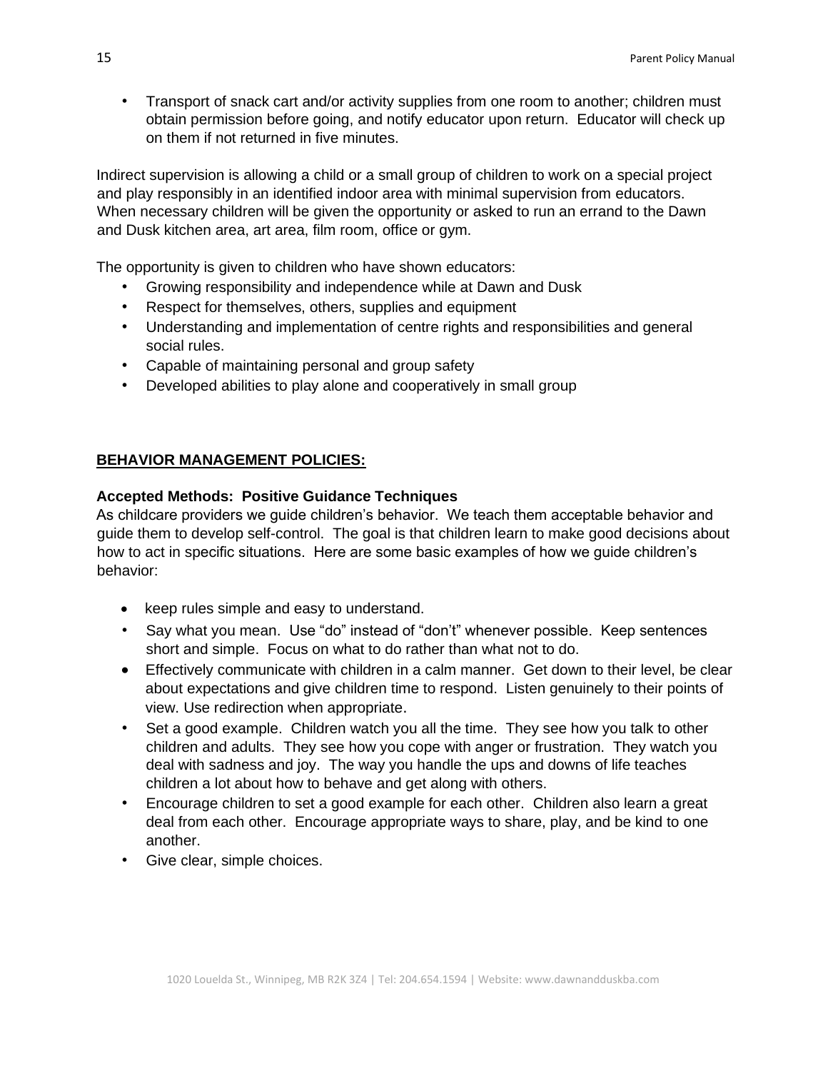- Transport of snack cart and/or activity supplies from one room to another; children must obtain permission before going, and notify educator upon return. Educator will check up on them if not returned in five minutes.

Indirect supervision is allowing a child or a small group of children to work on a special project and play responsibly in an identified indoor area with minimal supervision from educators. When necessary children will be given the opportunity or asked to run an errand to the Dawn and Dusk kitchen area, art area, film room, office or gym.

The opportunity is given to children who have shown educators:

- Growing responsibility and independence while at Dawn and Dusk
- Respect for themselves, others, supplies and equipment
- Understanding and implementation of centre rights and responsibilities and general social rules.
- Capable of maintaining personal and group safety
- Developed abilities to play alone and cooperatively in small group

## BEHAVIOR MANAGEMENT POLICIES:

### Accepted Methods: Positive Guidance Techniques

As childcare providers we guide children's behavior. We teach them acceptable behavior and guide them to develop self-control. The goal is that children learn to make good decisions about how to act in specific situations. Here are some basic examples of how we guide children's behavior:

- keep rules simple and easy to understand.
- Say what you mean. Use "do" instead of "don't" whenever possible. Keep sentences short and simple. Focus on what to do rather than what not to do.
- Effectively communicate with children in a calm manner. Get down to their level, be clear about expectations and give children time to respond. Listen genuinely to their points of view. Use redirection when appropriate.
- Set a good example. Children watch you all the time. They see how you talk to other children and adults. They see how you cope with anger or frustration. They watch you deal with sadness and joy. The way you handle the ups and downs of life teaches children a lot about how to behave and get along with others.
- Encourage children to set a good example for each other. Children also learn a great deal from each other. Encourage appropriate ways to share, play, and be kind to one another.
- Give clear, simple choices.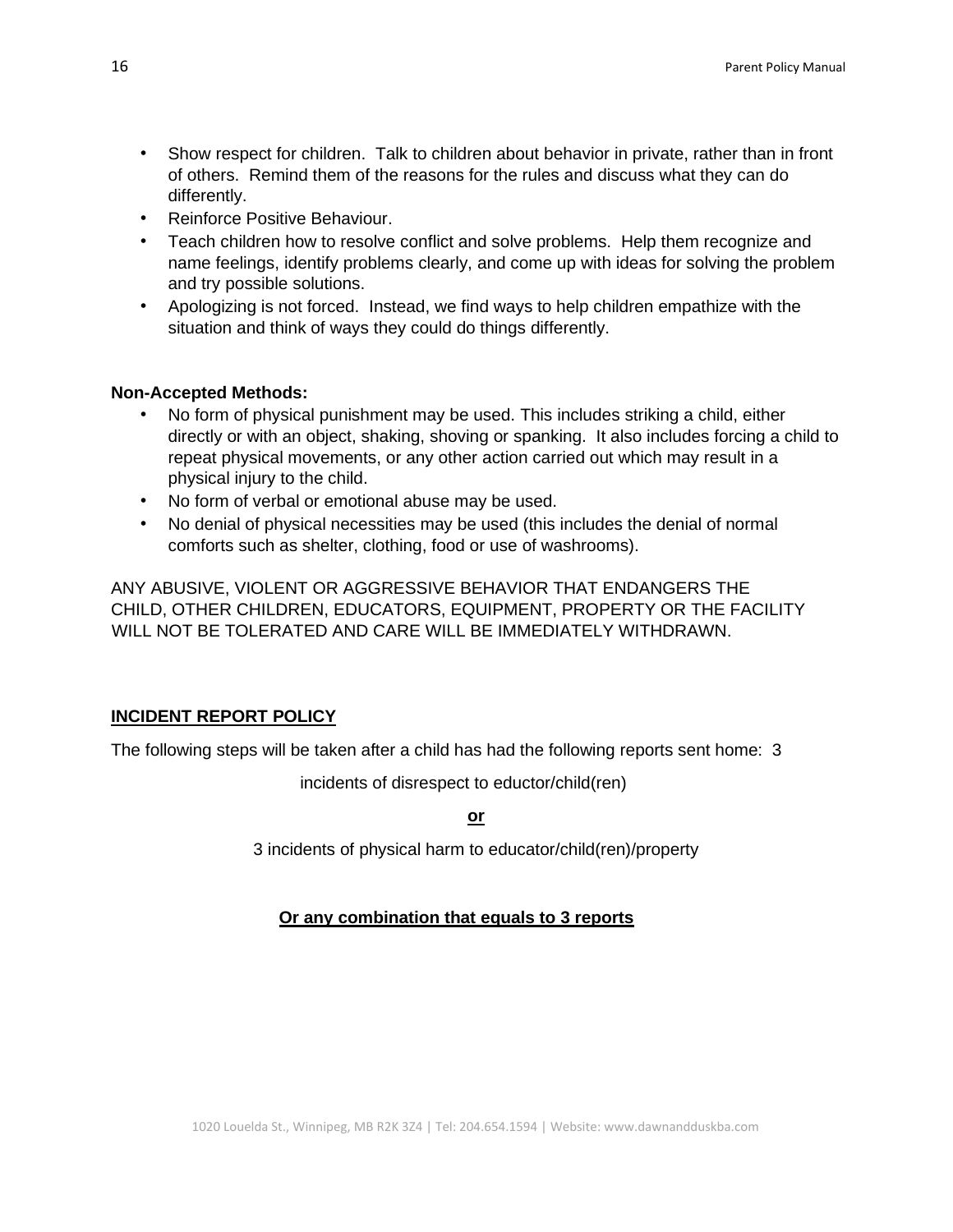- Show respect for children. Talk to children about behavior in private, rather than in front of others. Remind them of the reasons for the rules and discuss what they can do differently.
- Reinforce Positive Behaviour.
- Teach children how to resolve conflict and solve problems. Help them recognize and name feelings, identify problems clearly, and come up with ideas for solving the problem and try possible solutions.
- Apologizing is not forced. Instead, we find ways to help children empathize with the situation and think of ways they could do things differently.

**Non-Accepted Methods:**

- No form of physical punishment may be used. This includes striking a child, either directly or with an object, shaking, shoving or spanking. It also includes forcing a child to repeat physical movements, or any other action carried out which may result in a physical injury to the child.
- No form of verbal or emotional abuse may be used.
- No denial of physical necessities may be used (this includes the denial of normal comforts such as shelter, clothing, food or use of washrooms).

ANY ABUSIVE, VIOLENT OR AGGRESSIVE BEHAVIOR THAT ENDANGERS THE CHILD, OTHER CHILDREN, EDUCATORS, EQUIPMENT, PROPERTY OR THE FACILITY WILL NOT BE TOLERATED AND CARE WILL BE IMMEDIATELY WITHDRAWN.

## **INCIDENT REPORT POLICY**

The following steps will be taken after a child has had the following reports sent home: 3

incidents of disrespect to eductor/child(ren)

**or**

3 incidents of physical harm to educator/child(ren)/property

**Or any combination that equals to 3 reports**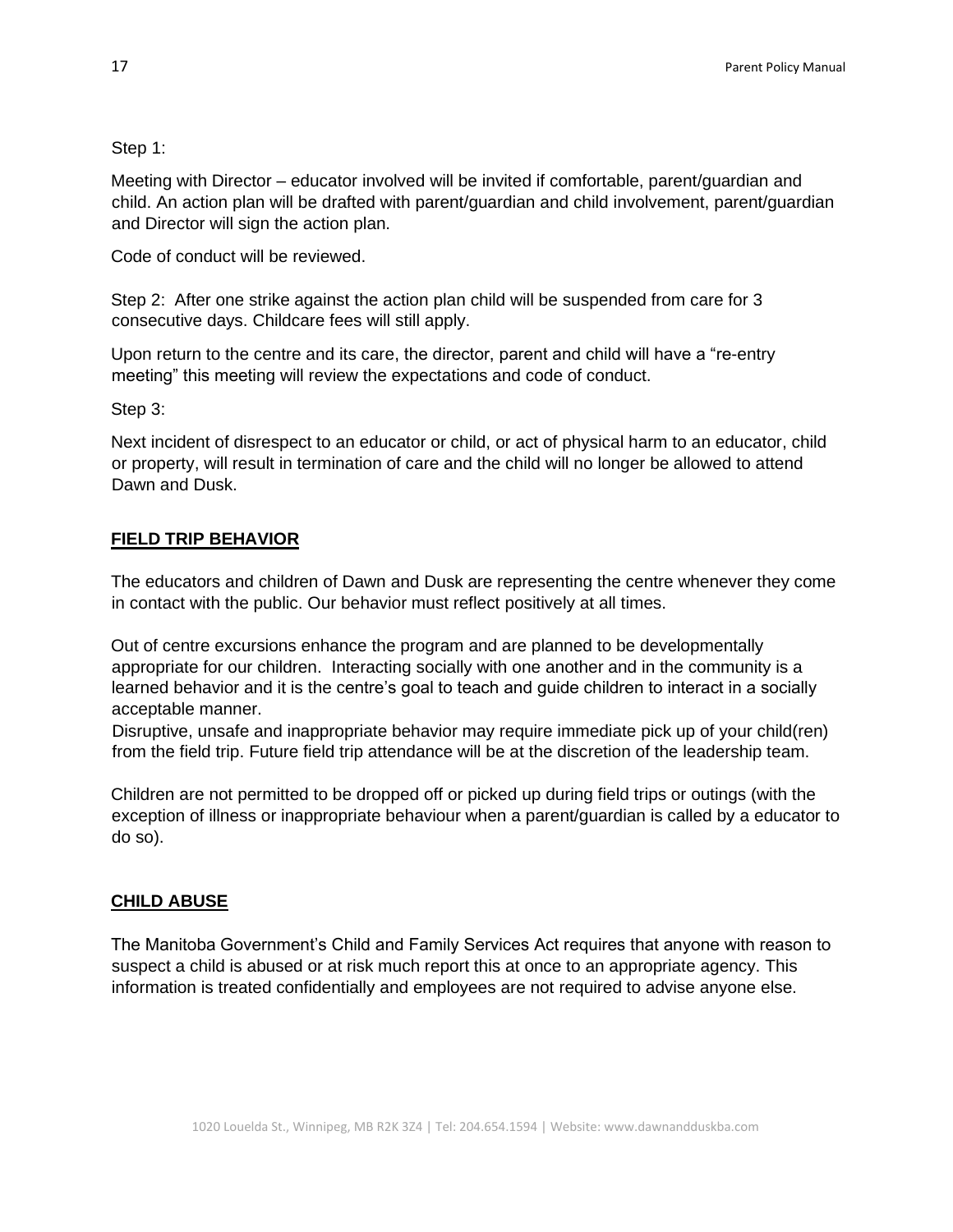Step 1:

Meeting with Director – educator involved will be invited if comfortable, parent/guardian and child. An action plan will be drafted with parent/guardian and child involvement, parent/guardian and Director will sign the action plan.

Code of conduct will be reviewed.

Step 2: After one strike against the action plan child will be suspended from care for 3 consecutive days. Childcare fees will still apply.

Upon return to the centre and its care, the director, parent and child will have a "re-entry meeting" this meeting will review the expectations and code of conduct.

Step 3:

Next incident of disrespect to an educator or child, or act of physical harm to an educator, child or property, will result in termination of care and the child will no longer be allowed to attend Dawn and Dusk.

## FIELD TRIP BEHAVIOR

The educators and children of Dawn and Dusk are representing the centre whenever they come in contact with the public. Our behavior must reflect positively at all times.

Out of centre excursions enhance the program and are planned to be developmentally appropriate for our children. Interacting socially with one another and in the community is a learned behavior and it is the centre's goal to teach and guide children to interact in a socially acceptable manner.
Disruptive, unsafe and inappropriate behavior may require immediate pick up of your child(ren) from the field trip. Future field trip attendance will be at the discretion of the leadership team.

Children are not permitted to be dropped off or picked up during field trips or outings (with the exception of illness or inappropriate behaviour when a parent/guardian is called by a educator to do so).

## CHILD ABUSE

The Manitoba Government's Child and Family Services Act requires that anyone with reason to suspect a child is abused or at risk much report this at once to an appropriate agency. This information is treated confidentially and employees are not required to advise anyone else.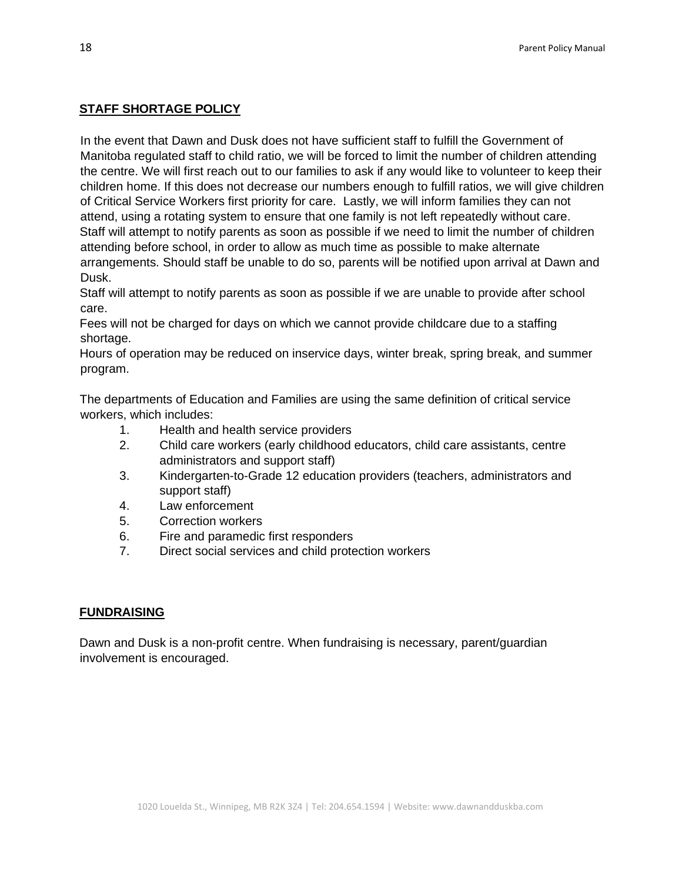## STAFF SHORTAGE POLICY

In the event that Dawn and Dusk does not have sufficient staff to fulfill the Government of Manitoba regulated staff to child ratio, we will be forced to limit the number of children attending the centre. We will first reach out to our families to ask if any would like to volunteer to keep their children home. If this does not decrease our numbers enough to fulfill ratios, we will give children of Critical Service Workers first priority for care. Lastly, we will inform families they can not attend, using a rotating system to ensure that one family is not left repeatedly without care.
Staff will attempt to notify parents as soon as possible if we need to limit the number of children attending before school, in order to allow as much time as possible to make alternate arrangements. Should staff be unable to do so, parents will be notified upon arrival at Dawn and Dusk.
Staff will attempt to notify parents as soon as possible if we are unable to provide after school care.
Fees will not be charged for days on which we cannot provide childcare due to a staffing shortage.
Hours of operation may be reduced on inservice days, winter break, spring break, and summer program.

The departments of Education and Families are using the same definition of critical service workers, which includes:

1. Health and health service providers
2. Child care workers (early childhood educators, child care assistants, centre administrators and support staff)
3. Kindergarten-to-Grade 12 education providers (teachers, administrators and support staff)
4. Law enforcement
5. Correction workers
6. Fire and paramedic first responders
7. Direct social services and child protection workers

## FUNDRAISING

Dawn and Dusk is a non-profit centre. When fundraising is necessary, parent/guardian involvement is encouraged.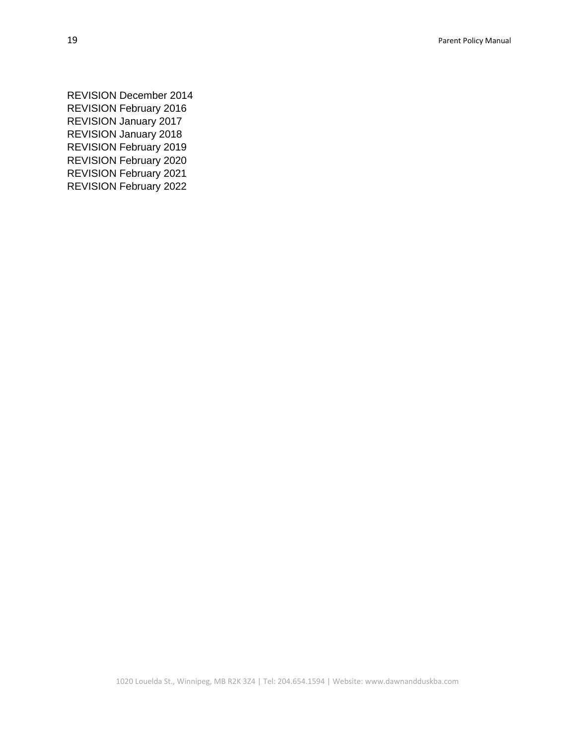REVISION December 2014
REVISION February 2016
REVISION January 2017
REVISION January 2018
REVISION February 2019
REVISION February 2020
REVISION February 2021
REVISION February 2022